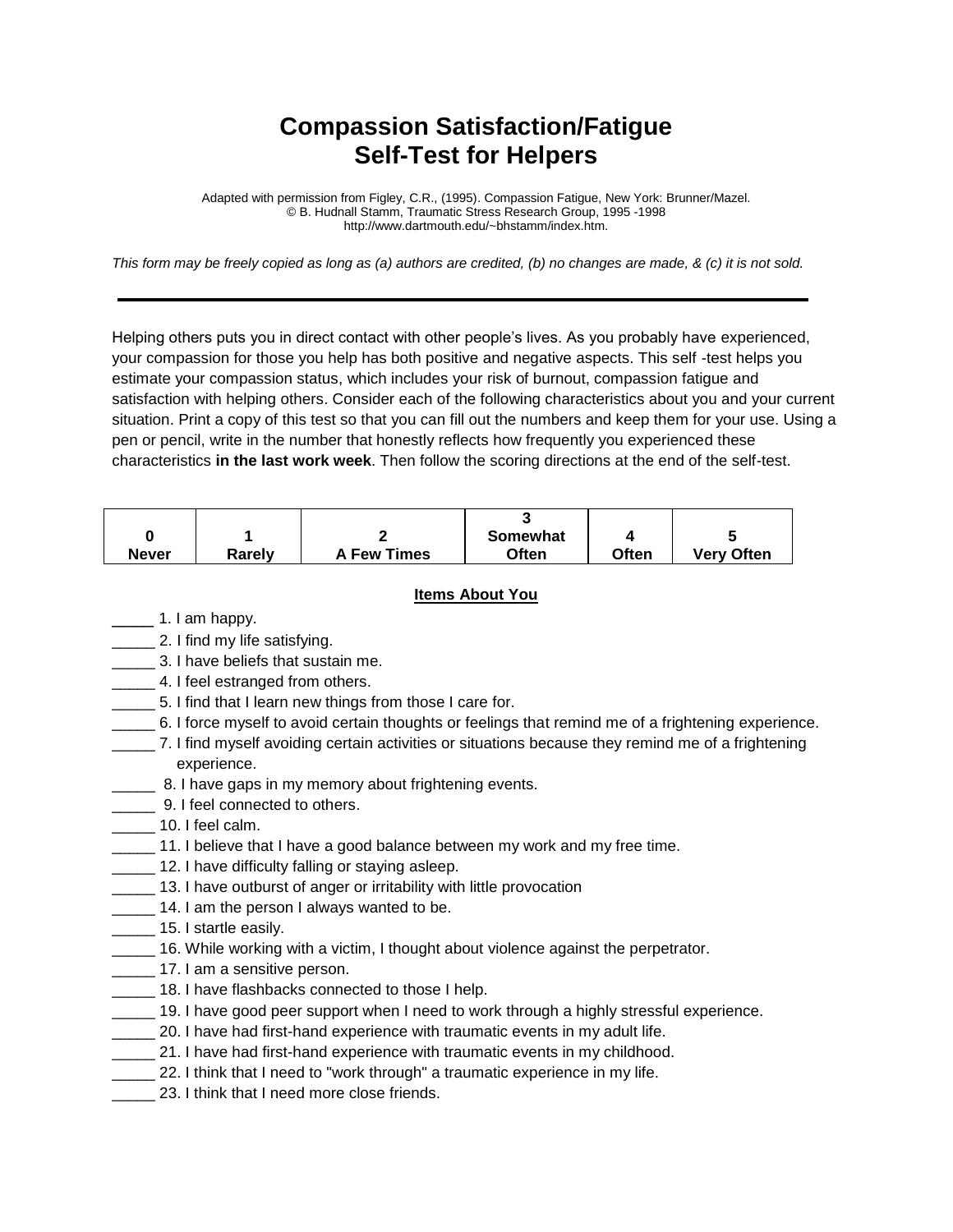# Compassion Satisfaction/Fatigue
# Self-Test for Helpers

Adapted with permission from Figley, C.R., (1995). Compassion Fatigue, New York: Brunner/Mazel.
© B. Hudnall Stamm, Traumatic Stress Research Group, 1995 -1998
http://www.dartmouth.edu/~bhstamm/index.htm.

*This form may be freely copied as long as (a) authors are credited, (b) no changes are made, & (c) it is not sold.*

---

Helping others puts you in direct contact with other people's lives. As you probably have experienced, your compassion for those you help has both positive and negative aspects. This self -test helps you estimate your compassion status, which includes your risk of burnout, compassion fatigue and satisfaction with helping others. Consider each of the following characteristics about you and your current situation. Print a copy of this test so that you can fill out the numbers and keep them for your use. Using a pen or pencil, write in the number that honestly reflects how frequently you experienced these characteristics **in the last work week**. Then follow the scoring directions at the end of the self-test.

| 0 Never | 1 Rarely | 2 A Few Times | 3 Somewhat Often | 4 Often | 5 Very Often |
|---|---|---|---|---|---|

**Items About You**

_____ 1. I am happy.
_____ 2. I find my life satisfying.
_____ 3. I have beliefs that sustain me.
_____ 4. I feel estranged from others.
_____ 5. I find that I learn new things from those I care for.
_____ 6. I force myself to avoid certain thoughts or feelings that remind me of a frightening experience.
_____ 7. I find myself avoiding certain activities or situations because they remind me of a frightening experience.
_____ 8. I have gaps in my memory about frightening events.
_____ 9. I feel connected to others.
_____ 10. I feel calm.
_____ 11. I believe that I have a good balance between my work and my free time.
_____ 12. I have difficulty falling or staying asleep.
_____ 13. I have outburst of anger or irritability with little provocation
_____ 14. I am the person I always wanted to be.
_____ 15. I startle easily.
_____ 16. While working with a victim, I thought about violence against the perpetrator.
_____ 17. I am a sensitive person.
_____ 18. I have flashbacks connected to those I help.
_____ 19. I have good peer support when I need to work through a highly stressful experience.
_____ 20. I have had first-hand experience with traumatic events in my adult life.
_____ 21. I have had first-hand experience with traumatic events in my childhood.
_____ 22. I think that I need to "work through" a traumatic experience in my life.
_____ 23. I think that I need more close friends.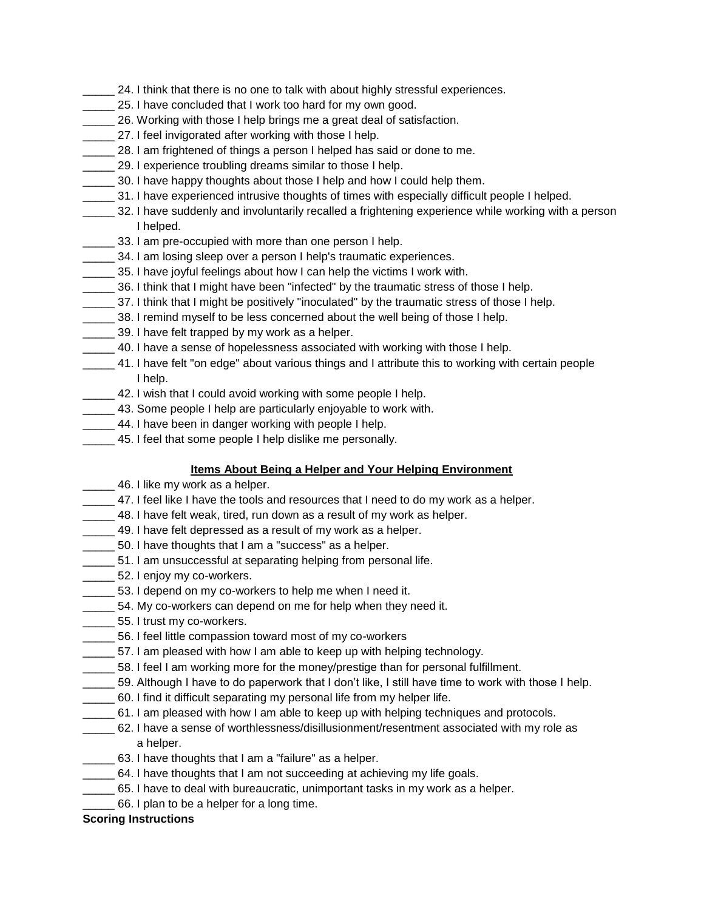_____ 24. I think that there is no one to talk with about highly stressful experiences.
_____ 25. I have concluded that I work too hard for my own good.
_____ 26. Working with those I help brings me a great deal of satisfaction.
_____ 27. I feel invigorated after working with those I help.
_____ 28. I am frightened of things a person I helped has said or done to me.
_____ 29. I experience troubling dreams similar to those I help.
_____ 30. I have happy thoughts about those I help and how I could help them.
_____ 31. I have experienced intrusive thoughts of times with especially difficult people I helped.
_____ 32. I have suddenly and involuntarily recalled a frightening experience while working with a person I helped.
_____ 33. I am pre-occupied with more than one person I help.
_____ 34. I am losing sleep over a person I help's traumatic experiences.
_____ 35. I have joyful feelings about how I can help the victims I work with.
_____ 36. I think that I might have been "infected" by the traumatic stress of those I help.
_____ 37. I think that I might be positively "inoculated" by the traumatic stress of those I help.
_____ 38. I remind myself to be less concerned about the well being of those I help.
_____ 39. I have felt trapped by my work as a helper.
_____ 40. I have a sense of hopelessness associated with working with those I help.
_____ 41. I have felt "on edge" about various things and I attribute this to working with certain people I help.
_____ 42. I wish that I could avoid working with some people I help.
_____ 43. Some people I help are particularly enjoyable to work with.
_____ 44. I have been in danger working with people I help.
_____ 45. I feel that some people I help dislike me personally.

**Items About Being a Helper and Your Helping Environment**

_____ 46. I like my work as a helper.
_____ 47. I feel like I have the tools and resources that I need to do my work as a helper.
_____ 48. I have felt weak, tired, run down as a result of my work as helper.
_____ 49. I have felt depressed as a result of my work as a helper.
_____ 50. I have thoughts that I am a "success" as a helper.
_____ 51. I am unsuccessful at separating helping from personal life.
_____ 52. I enjoy my co-workers.
_____ 53. I depend on my co-workers to help me when I need it.
_____ 54. My co-workers can depend on me for help when they need it.
_____ 55. I trust my co-workers.
_____ 56. I feel little compassion toward most of my co-workers
_____ 57. I am pleased with how I am able to keep up with helping technology.
_____ 58. I feel I am working more for the money/prestige than for personal fulfillment.
_____ 59. Although I have to do paperwork that I don't like, I still have time to work with those I help.
_____ 60. I find it difficult separating my personal life from my helper life.
_____ 61. I am pleased with how I am able to keep up with helping techniques and protocols.
_____ 62. I have a sense of worthlessness/disillusionment/resentment associated with my role as a helper.
_____ 63. I have thoughts that I am a "failure" as a helper.
_____ 64. I have thoughts that I am not succeeding at achieving my life goals.
_____ 65. I have to deal with bureaucratic, unimportant tasks in my work as a helper.
_____ 66. I plan to be a helper for a long time.

**Scoring Instructions**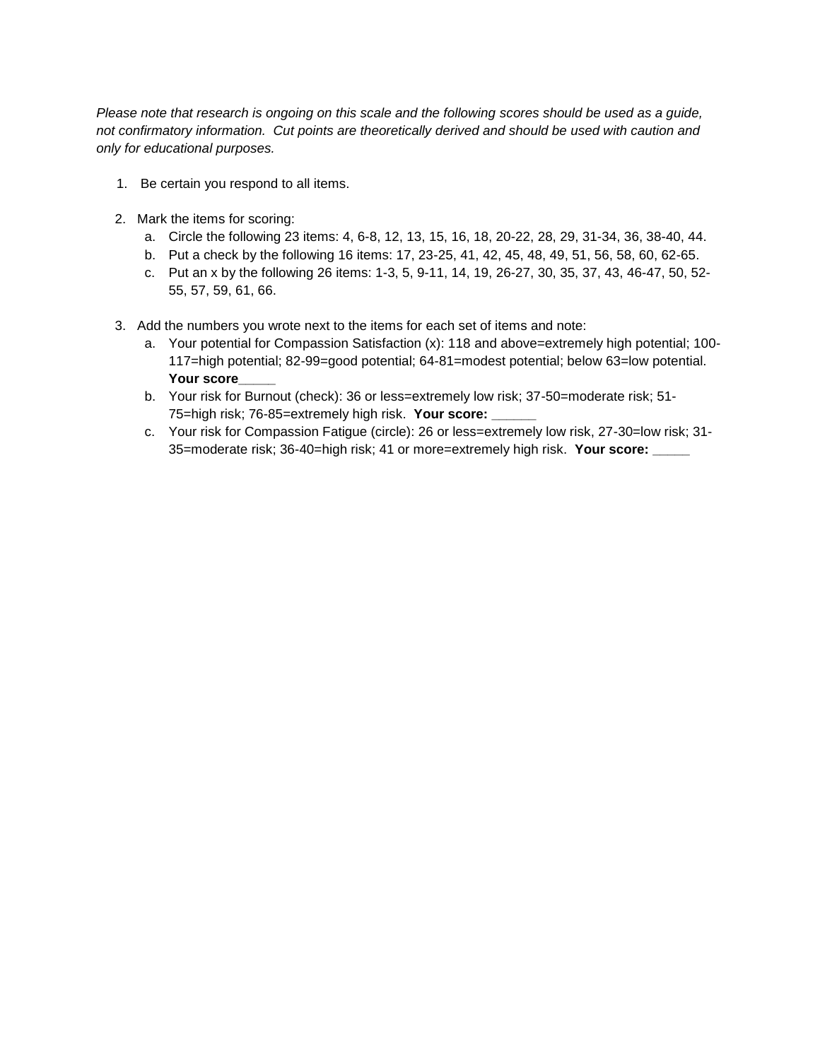*Please note that research is ongoing on this scale and the following scores should be used as a guide, not confirmatory information. Cut points are theoretically derived and should be used with caution and only for educational purposes.*

1. Be certain you respond to all items.

2. Mark the items for scoring:
   a. Circle the following 23 items: 4, 6-8, 12, 13, 15, 16, 18, 20-22, 28, 29, 31-34, 36, 38-40, 44.
   b. Put a check by the following 16 items: 17, 23-25, 41, 42, 45, 48, 49, 51, 56, 58, 60, 62-65.
   c. Put an x by the following 26 items: 1-3, 5, 9-11, 14, 19, 26-27, 30, 35, 37, 43, 46-47, 50, 52-55, 57, 59, 61, 66.

3. Add the numbers you wrote next to the items for each set of items and note:
   a. Your potential for Compassion Satisfaction (x): 118 and above=extremely high potential; 100-117=high potential; 82-99=good potential; 64-81=modest potential; below 63=low potential. **Your score_____**
   b. Your risk for Burnout (check): 36 or less=extremely low risk; 37-50=moderate risk; 51-75=high risk; 76-85=extremely high risk. **Your score: ______**
   c. Your risk for Compassion Fatigue (circle): 26 or less=extremely low risk, 27-30=low risk; 31-35=moderate risk; 36-40=high risk; 41 or more=extremely high risk. **Your score: _____**